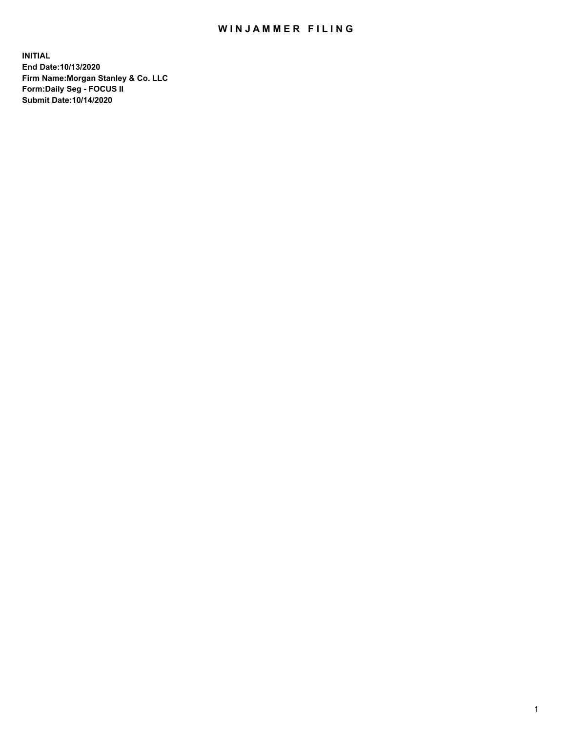# WINJAMMER FILING

**INITIAL**
**End Date:10/13/2020**
**Firm Name:Morgan Stanley & Co. LLC**
**Form:Daily Seg - FOCUS II**
**Submit Date:10/14/2020**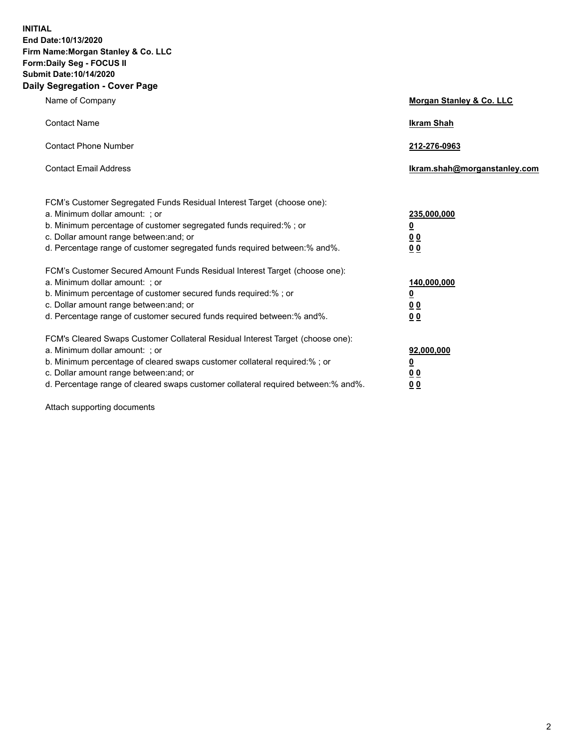**INITIAL**
**End Date:10/13/2020**
**Firm Name:Morgan Stanley & Co. LLC**
**Form:Daily Seg - FOCUS II**
**Submit Date:10/14/2020**

## Daily Segregation - Cover Page

| | |
|---|---|
| Name of Company | **Morgan Stanley & Co. LLC** |
| Contact Name | **Ikram Shah** |
| Contact Phone Number | **212-276-0963** |
| Contact Email Address | **Ikram.shah@morganstanley.com** |

FCM's Customer Segregated Funds Residual Interest Target (choose one):

| | |
|---|---|
| a. Minimum dollar amount: ; or | **235,000,000** |
| b. Minimum percentage of customer segregated funds required:% ; or | **0** |
| c. Dollar amount range between:and; or | **0 0** |
| d. Percentage range of customer segregated funds required between:% and%. | **0 0** |

FCM's Customer Secured Amount Funds Residual Interest Target (choose one):

| | |
|---|---|
| a. Minimum dollar amount: ; or | **140,000,000** |
| b. Minimum percentage of customer secured funds required:% ; or | **0** |
| c. Dollar amount range between:and; or | **0 0** |
| d. Percentage range of customer secured funds required between:% and%. | **0 0** |

FCM's Cleared Swaps Customer Collateral Residual Interest Target (choose one):

| | |
|---|---|
| a. Minimum dollar amount: ; or | **92,000,000** |
| b. Minimum percentage of cleared swaps customer collateral required:% ; or | **0** |
| c. Dollar amount range between:and; or | **0 0** |
| d. Percentage range of cleared swaps customer collateral required between:% and%. | **0 0** |

Attach supporting documents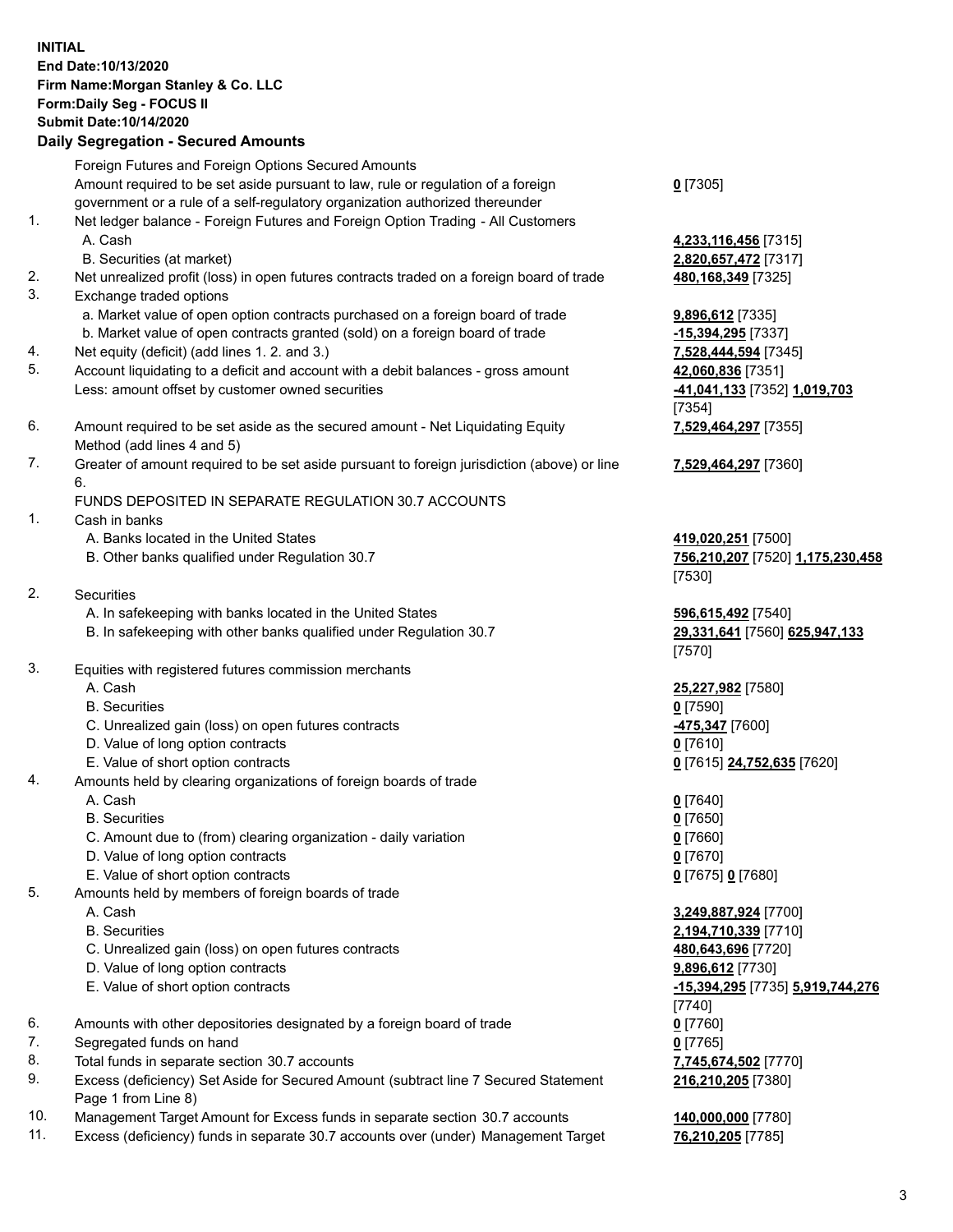**INITIAL**
**End Date:10/13/2020**
**Firm Name:Morgan Stanley & Co. LLC**
**Form:Daily Seg - FOCUS II**
**Submit Date:10/14/2020**

## Daily Segregation - Secured Amounts

| | | |
|---|---|---|
| | Foreign Futures and Foreign Options Secured Amounts | |
| | Amount required to be set aside pursuant to law, rule or regulation of a foreign government or a rule of a self-regulatory organization authorized thereunder | **0** [7305] |
| 1. | Net ledger balance - Foreign Futures and Foreign Option Trading - All Customers | |
| | A. Cash | **4,233,116,456** [7315] |
| | B. Securities (at market) | **2,820,657,472** [7317] |
| 2. | Net unrealized profit (loss) in open futures contracts traded on a foreign board of trade | **480,168,349** [7325] |
| 3. | Exchange traded options | |
| | a. Market value of open option contracts purchased on a foreign board of trade | **9,896,612** [7335] |
| | b. Market value of open contracts granted (sold) on a foreign board of trade | **-15,394,295** [7337] |
| 4. | Net equity (deficit) (add lines 1. 2. and 3.) | **7,528,444,594** [7345] |
| 5. | Account liquidating to a deficit and account with a debit balances - gross amount | **42,060,836** [7351] |
| | Less: amount offset by customer owned securities | **-41,041,133** [7352] **1,019,703** [7354] |
| 6. | Amount required to be set aside as the secured amount - Net Liquidating Equity Method (add lines 4 and 5) | **7,529,464,297** [7355] |
| 7. | Greater of amount required to be set aside pursuant to foreign jurisdiction (above) or line 6. | **7,529,464,297** [7360] |
| | FUNDS DEPOSITED IN SEPARATE REGULATION 30.7 ACCOUNTS | |
| 1. | Cash in banks | |
| | A. Banks located in the United States | **419,020,251** [7500] |
| | B. Other banks qualified under Regulation 30.7 | **756,210,207** [7520] **1,175,230,458** [7530] |
| 2. | Securities | |
| | A. In safekeeping with banks located in the United States | **596,615,492** [7540] |
| | B. In safekeeping with other banks qualified under Regulation 30.7 | **29,331,641** [7560] **625,947,133** [7570] |
| 3. | Equities with registered futures commission merchants | |
| | A. Cash | **25,227,982** [7580] |
| | B. Securities | **0** [7590] |
| | C. Unrealized gain (loss) on open futures contracts | **-475,347** [7600] |
| | D. Value of long option contracts | **0** [7610] |
| | E. Value of short option contracts | **0** [7615] **24,752,635** [7620] |
| 4. | Amounts held by clearing organizations of foreign boards of trade | |
| | A. Cash | **0** [7640] |
| | B. Securities | **0** [7650] |
| | C. Amount due to (from) clearing organization - daily variation | **0** [7660] |
| | D. Value of long option contracts | **0** [7670] |
| | E. Value of short option contracts | **0** [7675] **0** [7680] |
| 5. | Amounts held by members of foreign boards of trade | |
| | A. Cash | **3,249,887,924** [7700] |
| | B. Securities | **2,194,710,339** [7710] |
| | C. Unrealized gain (loss) on open futures contracts | **480,643,696** [7720] |
| | D. Value of long option contracts | **9,896,612** [7730] |
| | E. Value of short option contracts | **-15,394,295** [7735] **5,919,744,276** [7740] |
| 6. | Amounts with other depositories designated by a foreign board of trade | **0** [7760] |
| 7. | Segregated funds on hand | **0** [7765] |
| 8. | Total funds in separate section 30.7 accounts | **7,745,674,502** [7770] |
| 9. | Excess (deficiency) Set Aside for Secured Amount (subtract line 7 Secured Statement Page 1 from Line 8) | **216,210,205** [7380] |
| 10. | Management Target Amount for Excess funds in separate section 30.7 accounts | **140,000,000** [7780] |
| 11. | Excess (deficiency) funds in separate 30.7 accounts over (under) Management Target | **76,210,205** [7785] |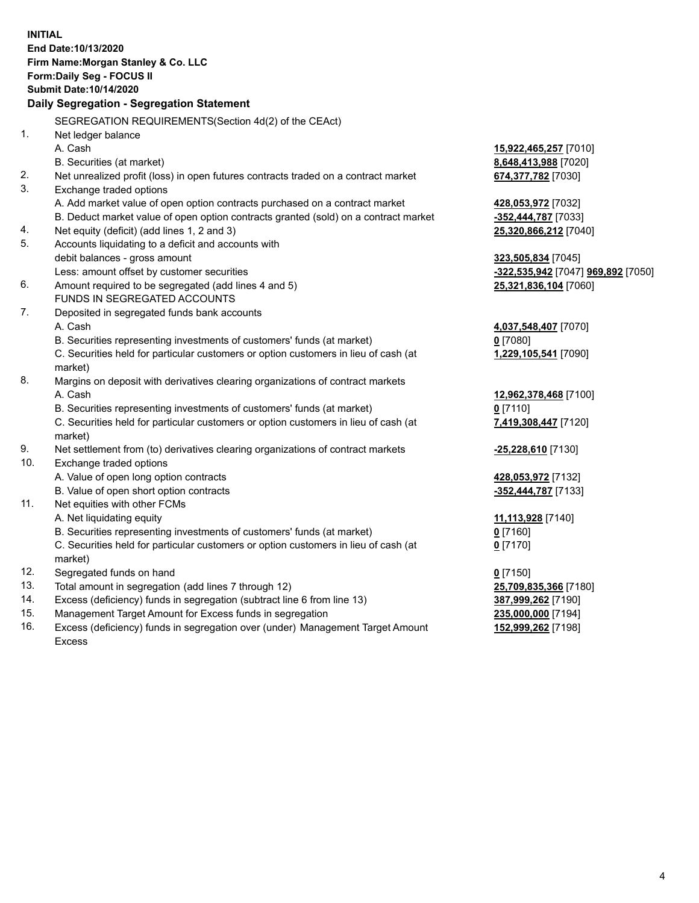**INITIAL**
**End Date:10/13/2020**
**Firm Name:Morgan Stanley & Co. LLC**
**Form:Daily Seg - FOCUS II**
**Submit Date:10/14/2020**

**Daily Segregation - Segregation Statement**

SEGREGATION REQUIREMENTS(Section 4d(2) of the CEAct)

| | | |
|---|---|---|
| 1. | Net ledger balance | |
| | A. Cash | **15,922,465,257** [7010] |
| | B. Securities (at market) | **8,648,413,988** [7020] |
| 2. | Net unrealized profit (loss) in open futures contracts traded on a contract market | **674,377,782** [7030] |
| 3. | Exchange traded options | |
| | A. Add market value of open option contracts purchased on a contract market | **428,053,972** [7032] |
| | B. Deduct market value of open option contracts granted (sold) on a contract market | **-352,444,787** [7033] |
| 4. | Net equity (deficit) (add lines 1, 2 and 3) | **25,320,866,212** [7040] |
| 5. | Accounts liquidating to a deficit and accounts with debit balances - gross amount | **323,505,834** [7045] |
| | Less: amount offset by customer securities | **-322,535,942** [7047] **969,892** [7050] |
| 6. | Amount required to be segregated (add lines 4 and 5) | **25,321,836,104** [7060] |
| | FUNDS IN SEGREGATED ACCOUNTS | |
| 7. | Deposited in segregated funds bank accounts | |
| | A. Cash | **4,037,548,407** [7070] |
| | B. Securities representing investments of customers' funds (at market) | **0** [7080] |
| | C. Securities held for particular customers or option customers in lieu of cash (at market) | **1,229,105,541** [7090] |
| 8. | Margins on deposit with derivatives clearing organizations of contract markets | |
| | A. Cash | **12,962,378,468** [7100] |
| | B. Securities representing investments of customers' funds (at market) | **0** [7110] |
| | C. Securities held for particular customers or option customers in lieu of cash (at market) | **7,419,308,447** [7120] |
| 9. | Net settlement from (to) derivatives clearing organizations of contract markets | **-25,228,610** [7130] |
| 10. | Exchange traded options | |
| | A. Value of open long option contracts | **428,053,972** [7132] |
| | B. Value of open short option contracts | **-352,444,787** [7133] |
| 11. | Net equities with other FCMs | |
| | A. Net liquidating equity | **11,113,928** [7140] |
| | B. Securities representing investments of customers' funds (at market) | **0** [7160] |
| | C. Securities held for particular customers or option customers in lieu of cash (at market) | **0** [7170] |
| 12. | Segregated funds on hand | **0** [7150] |
| 13. | Total amount in segregation (add lines 7 through 12) | **25,709,835,366** [7180] |
| 14. | Excess (deficiency) funds in segregation (subtract line 6 from line 13) | **387,999,262** [7190] |
| 15. | Management Target Amount for Excess funds in segregation | **235,000,000** [7194] |
| 16. | Excess (deficiency) funds in segregation over (under) Management Target Amount Excess | **152,999,262** [7198] |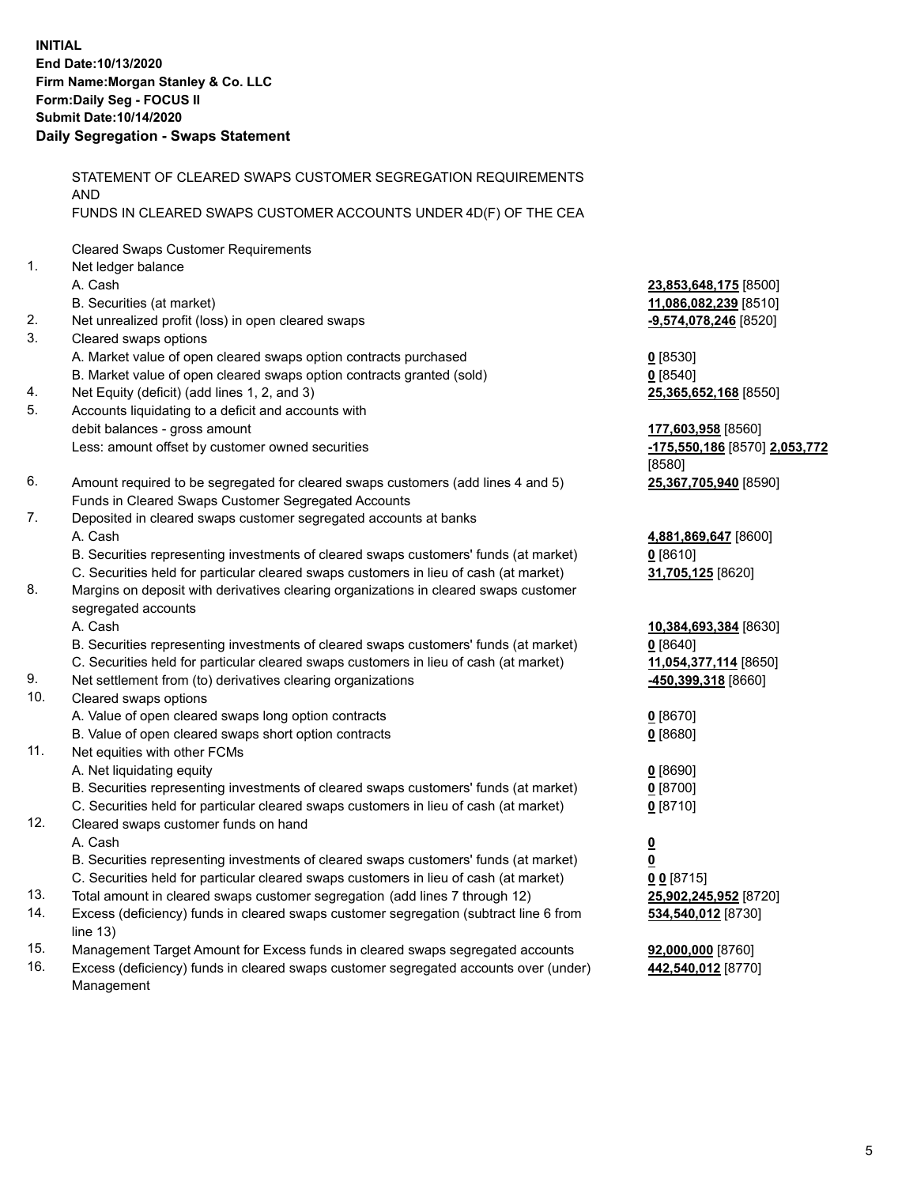**INITIAL**
**End Date:10/13/2020**
**Firm Name:Morgan Stanley & Co. LLC**
**Form:Daily Seg - FOCUS II**
**Submit Date:10/14/2020**
**Daily Segregation - Swaps Statement**

STATEMENT OF CLEARED SWAPS CUSTOMER SEGREGATION REQUIREMENTS AND FUNDS IN CLEARED SWAPS CUSTOMER ACCOUNTS UNDER 4D(F) OF THE CEA

| | | |
|---|---|---|
| | Cleared Swaps Customer Requirements | |
| 1. | Net ledger balance | |
| | A. Cash | **23,853,648,175** [8500] |
| | B. Securities (at market) | **11,086,082,239** [8510] |
| 2. | Net unrealized profit (loss) in open cleared swaps | **-9,574,078,246** [8520] |
| 3. | Cleared swaps options | |
| | A. Market value of open cleared swaps option contracts purchased | **0** [8530] |
| | B. Market value of open cleared swaps option contracts granted (sold) | **0** [8540] |
| 4. | Net Equity (deficit) (add lines 1, 2, and 3) | **25,365,652,168** [8550] |
| 5. | Accounts liquidating to a deficit and accounts with debit balances - gross amount | **177,603,958** [8560] |
| | Less: amount offset by customer owned securities | **-175,550,186** [8570] **2,053,772** [8580] |
| 6. | Amount required to be segregated for cleared swaps customers (add lines 4 and 5) | **25,367,705,940** [8590] |
| | Funds in Cleared Swaps Customer Segregated Accounts | |
| 7. | Deposited in cleared swaps customer segregated accounts at banks | |
| | A. Cash | **4,881,869,647** [8600] |
| | B. Securities representing investments of cleared swaps customers' funds (at market) | **0** [8610] |
| | C. Securities held for particular cleared swaps customers in lieu of cash (at market) | **31,705,125** [8620] |
| 8. | Margins on deposit with derivatives clearing organizations in cleared swaps customer segregated accounts | |
| | A. Cash | **10,384,693,384** [8630] |
| | B. Securities representing investments of cleared swaps customers' funds (at market) | **0** [8640] |
| | C. Securities held for particular cleared swaps customers in lieu of cash (at market) | **11,054,377,114** [8650] |
| 9. | Net settlement from (to) derivatives clearing organizations | **-450,399,318** [8660] |
| 10. | Cleared swaps options | |
| | A. Value of open cleared swaps long option contracts | **0** [8670] |
| | B. Value of open cleared swaps short option contracts | **0** [8680] |
| 11. | Net equities with other FCMs | |
| | A. Net liquidating equity | **0** [8690] |
| | B. Securities representing investments of cleared swaps customers' funds (at market) | **0** [8700] |
| | C. Securities held for particular cleared swaps customers in lieu of cash (at market) | **0** [8710] |
| 12. | Cleared swaps customer funds on hand | |
| | A. Cash | **0** |
| | B. Securities representing investments of cleared swaps customers' funds (at market) | **0** |
| | C. Securities held for particular cleared swaps customers in lieu of cash (at market) | **0** **0** [8715] |
| 13. | Total amount in cleared swaps customer segregation (add lines 7 through 12) | **25,902,245,952** [8720] |
| 14. | Excess (deficiency) funds in cleared swaps customer segregation (subtract line 6 from line 13) | **534,540,012** [8730] |
| 15. | Management Target Amount for Excess funds in cleared swaps segregated accounts | **92,000,000** [8760] |
| 16. | Excess (deficiency) funds in cleared swaps customer segregated accounts over (under) Management | **442,540,012** [8770] |